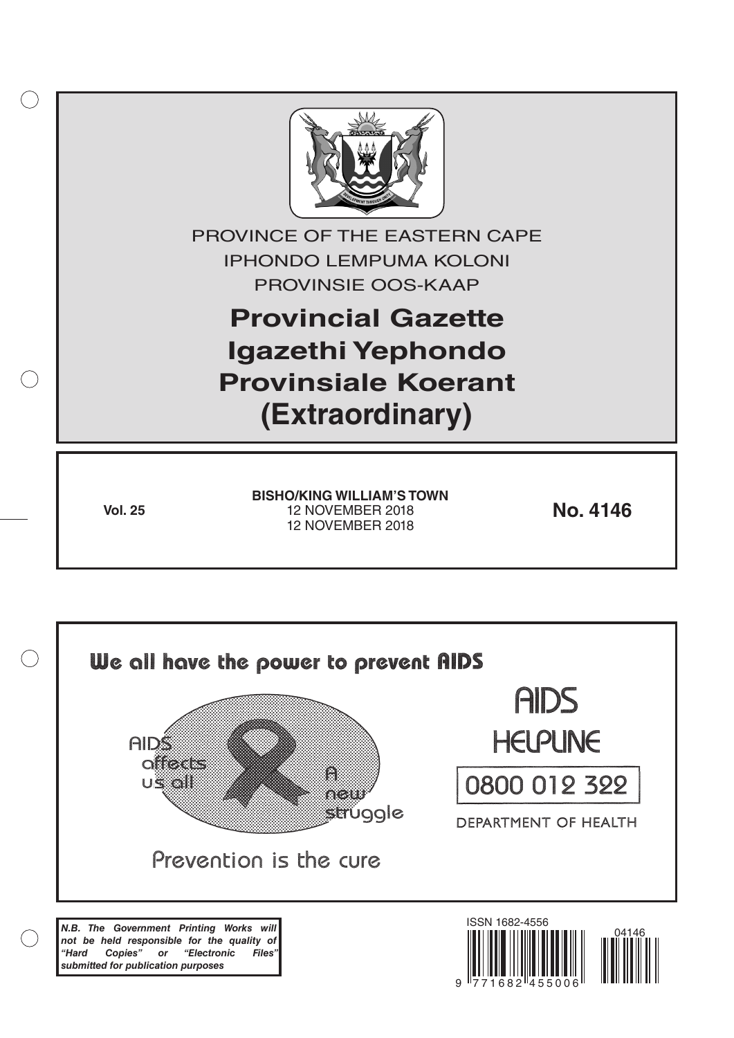PROVINCE OF THE EASTERN CAPE

IPHONDO LEMPUMA KOLONI

PROVINSIE OOS-KAAP

# Provincial Gazette
# Igazethi Yephondo
# Provinsiale Koerant
# (Extraordinary)

**Vol. 25**

**BISHO/KING WILLIAM'S TOWN**
12 NOVEMBER 2018
12 NOVEMBER 2018

**No. 4146**

We all have the power to prevent AIDS

AIDS affects us all

A new struggle

Prevention is the cure

AIDS HELPLINE

0800 012 322

DEPARTMENT OF HEALTH

***N.B. The Government Printing Works will not be held responsible for the quality of "Hard Copies" or "Electronic Files" submitted for publication purposes***

ISSN 1682-4556

9 771682 455006

04146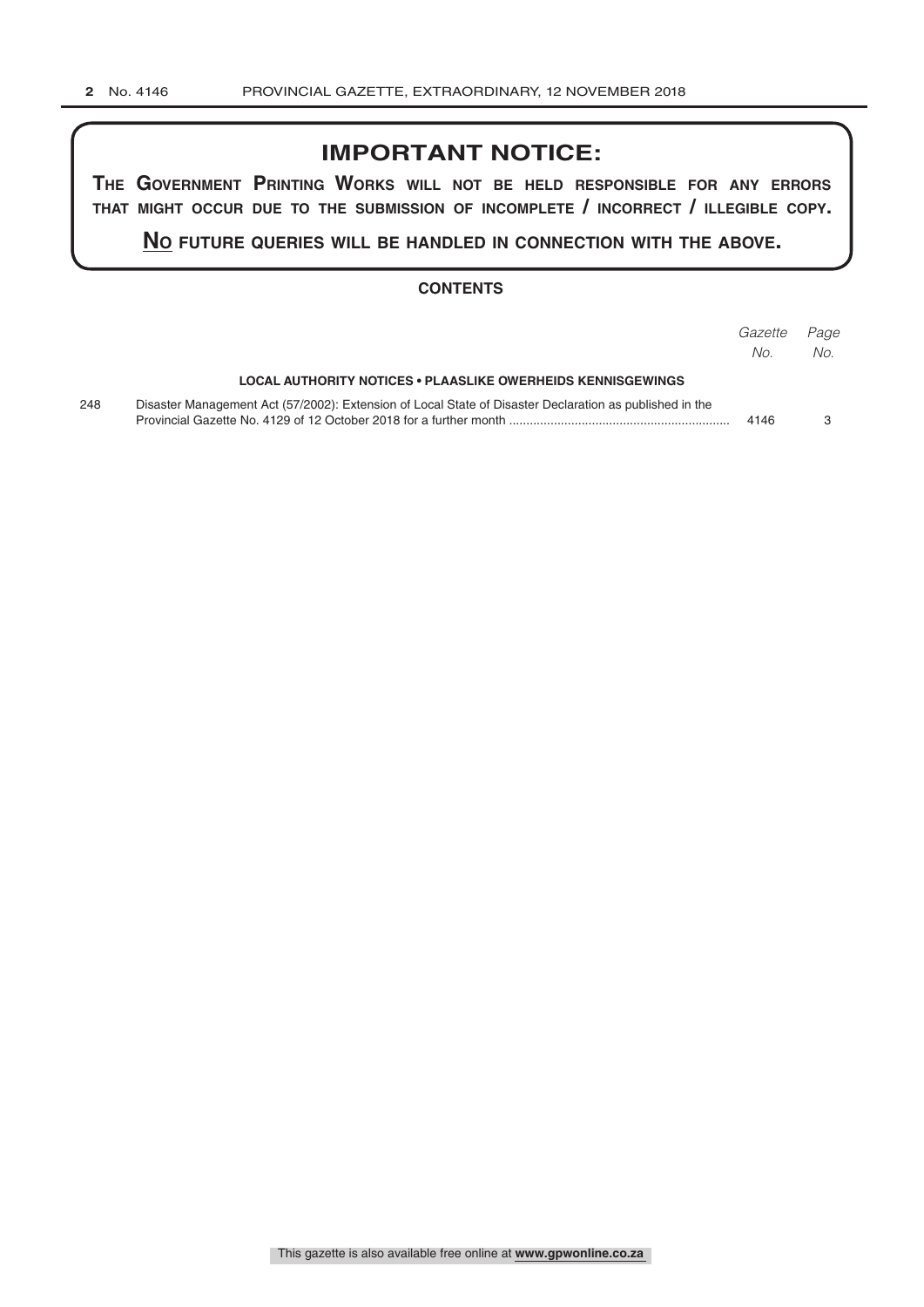# IMPORTANT NOTICE:

**THE GOVERNMENT PRINTING WORKS WILL NOT BE HELD RESPONSIBLE FOR ANY ERRORS THAT MIGHT OCCUR DUE TO THE SUBMISSION OF INCOMPLETE / INCORRECT / ILLEGIBLE COPY.**

**NO FUTURE QUERIES WILL BE HANDLED IN CONNECTION WITH THE ABOVE.**

## CONTENTS

| | | *Gazette No.* | *Page No.* |
|---|---|---|---|
| | **LOCAL AUTHORITY NOTICES • PLAASLIKE OWERHEIDS KENNISGEWINGS** | | |
| 248 | Disaster Management Act (57/2002): Extension of Local State of Disaster Declaration as published in the Provincial Gazette No. 4129 of 12 October 2018 for a further month | 4146 | 3 |

This gazette is also available free online at **www.gpwonline.co.za**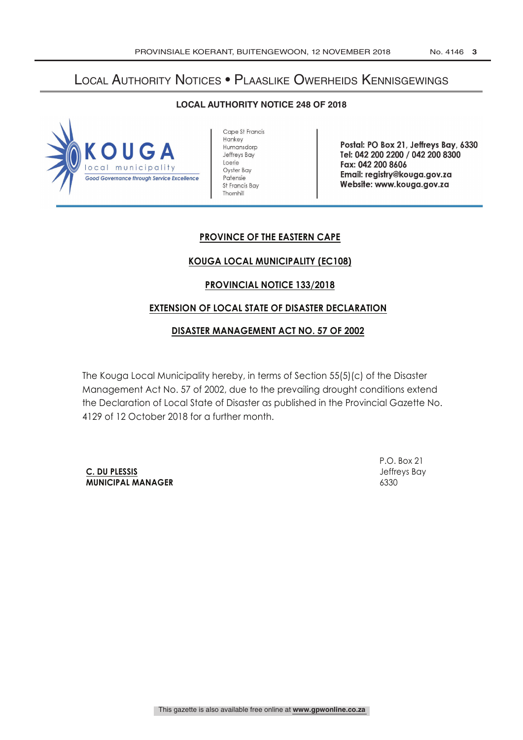# Local Authority Notices • Plaaslike Owerheids Kennisgewings

## LOCAL AUTHORITY NOTICE 248 OF 2018

KOUGA local municipality
*Good Governance through Service Excellence*

Cape St Francis
Hankey
Humansdorp
Jeffreys Bay
Loerie
Oyster Bay
Patensie
St Francis Bay
Thornhill

**Postal: PO Box 21, Jeffreys Bay, 6330**
**Tel: 042 200 2200 / 042 200 8300**
**Fax: 042 200 8606**
**Email: registry@kouga.gov.za**
**Website: www.kouga.gov.za**

**PROVINCE OF THE EASTERN CAPE**

**KOUGA LOCAL MUNICIPALITY (EC108)**

**PROVINCIAL NOTICE 133/2018**

**EXTENSION OF LOCAL STATE OF DISASTER DECLARATION**

**DISASTER MANAGEMENT ACT NO. 57 OF 2002**

The Kouga Local Municipality hereby, in terms of Section 55(5)(c) of the Disaster Management Act No. 57 of 2002, due to the prevailing drought conditions extend the Declaration of Local State of Disaster as published in the Provincial Gazette No. 4129 of 12 October 2018 for a further month.

**C. DU PLESSIS**
**MUNICIPAL MANAGER**

P.O. Box 21
Jeffreys Bay
6330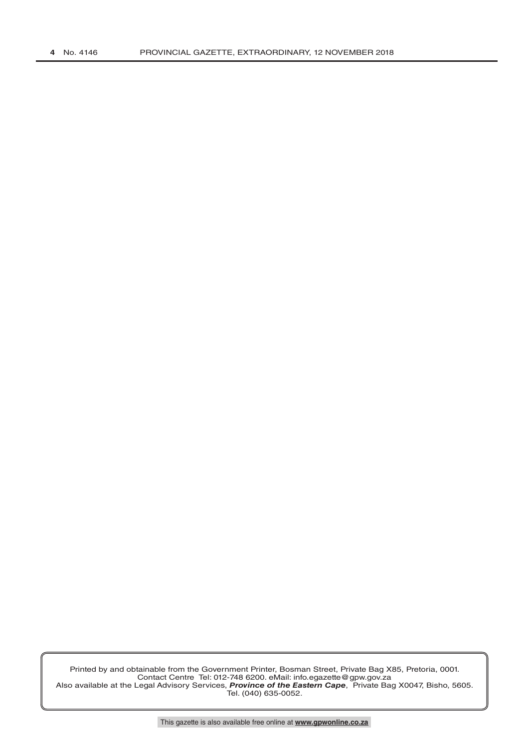Printed by and obtainable from the Government Printer, Bosman Street, Private Bag X85, Pretoria, 0001.
Contact Centre Tel: 012-748 6200. eMail: info.egazette@gpw.gov.za
Also available at the Legal Advisory Services, ***Province of the Eastern Cape***, Private Bag X0047, Bisho, 5605.
Tel. (040) 635-0052.

This gazette is also available free online at **www.gpwonline.co.za**